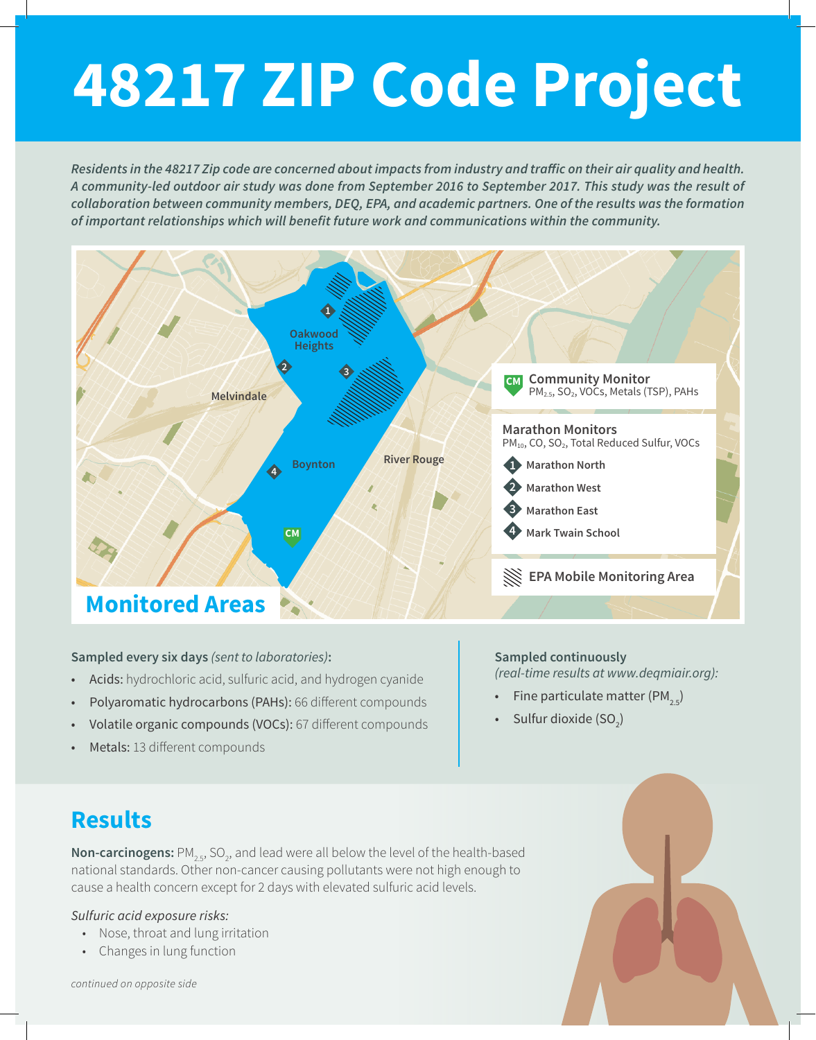# 48217 ZIP Code Project

*Residents in the 48217 Zip code are concerned about impacts from industry and traffic on their air quality and health. A community-led outdoor air study was done from September 2016 to September 2017. This study was the result of collaboration between community members, DEQ, EPA, and academic partners. One of the results was the formation of important relationships which will benefit future work and communications within the community.*

## Monitored Areas

Oakwood Heights, Melvindale, Boynton, River Rouge

**Community Monitor** (CM)
$PM_{2.5}$, $SO_2$, VOCs, Metals (TSP), PAHs

**Marathon Monitors**
$PM_{10}$, CO, $SO_2$, Total Reduced Sulfur, VOCs

1. Marathon North
2. Marathon West
3. Marathon East
4. Mark Twain School

EPA Mobile Monitoring Area

**Sampled every six days** *(sent to laboratories)***:**

- **Acids:** hydrochloric acid, sulfuric acid, and hydrogen cyanide
- **Polyaromatic hydrocarbons (PAHs):** 66 different compounds
- **Volatile organic compounds (VOCs):** 67 different compounds
- **Metals:** 13 different compounds

**Sampled continuously**
*(real-time results at www.deqmiair.org):*

- Fine particulate matter ($PM_{2.5}$)
- Sulfur dioxide ($SO_2$)

## Results

**Non-carcinogens:** $PM_{2.5}$, $SO_2$, and lead were all below the level of the health-based national standards. Other non-cancer causing pollutants were not high enough to cause a health concern except for 2 days with elevated sulfuric acid levels.

*Sulfuric acid exposure risks:*

- Nose, throat and lung irritation
- Changes in lung function

*continued on opposite side*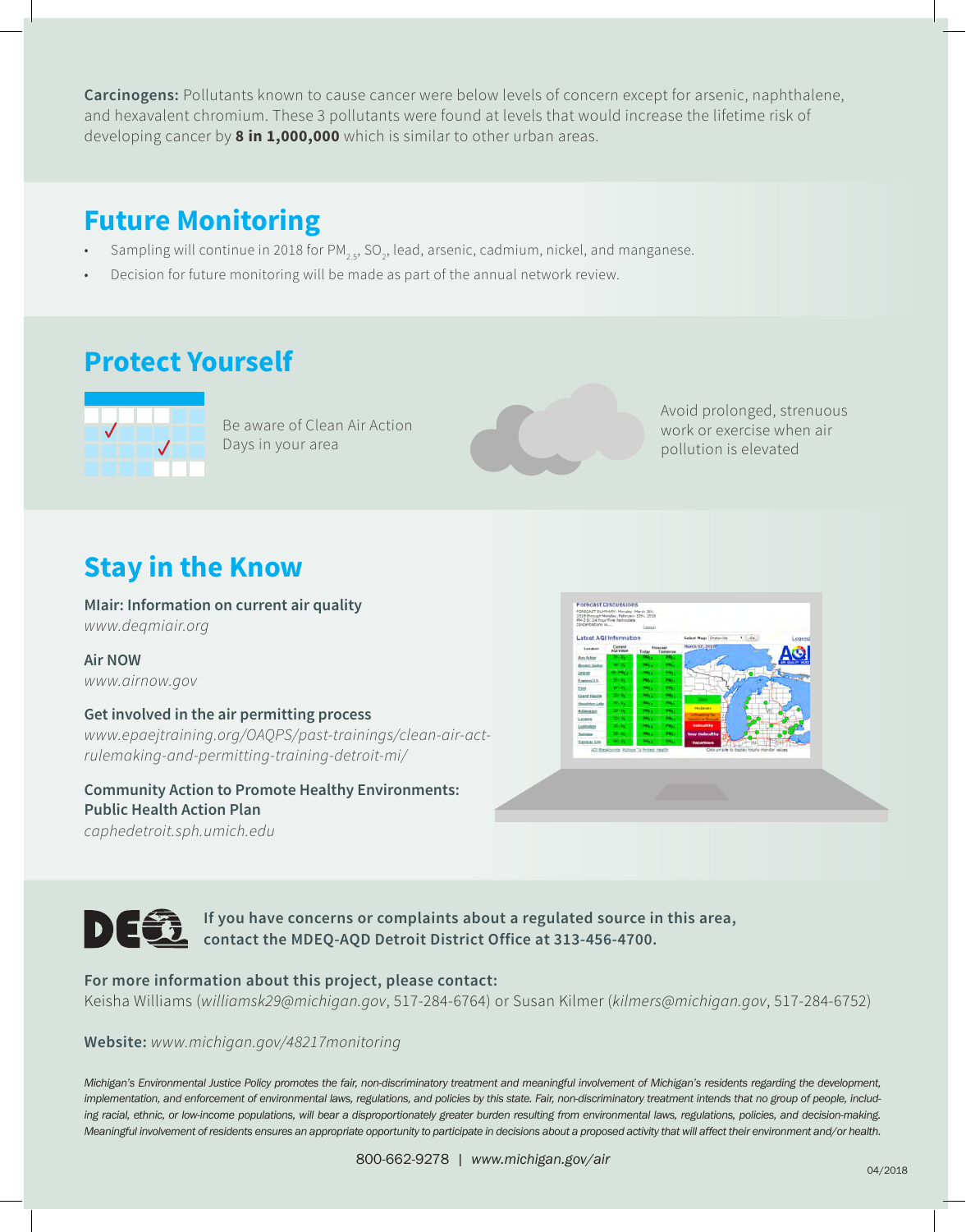**Carcinogens:** Pollutants known to cause cancer were below levels of concern except for arsenic, naphthalene, and hexavalent chromium. These 3 pollutants were found at levels that would increase the lifetime risk of developing cancer by **8 in 1,000,000** which is similar to other urban areas.

## Future Monitoring

- Sampling will continue in 2018 for $PM_{2.5}$, $SO_2$, lead, arsenic, cadmium, nickel, and manganese.
- Decision for future monitoring will be made as part of the annual network review.

## Protect Yourself

Be aware of Clean Air Action Days in your area

Avoid prolonged, strenuous work or exercise when air pollution is elevated

## Stay in the Know

**MIair: Information on current air quality**
*www.deqmiair.org*

**Air NOW**
*www.airnow.gov*

**Get involved in the air permitting process**
*www.epaejtraining.org/OAQPS/past-trainings/clean-air-act-rulemaking-and-permitting-training-detroit-mi/*

**Community Action to Promote Healthy Environments: Public Health Action Plan**
*caphedetroit.sph.umich.edu*

**If you have concerns or complaints about a regulated source in this area, contact the MDEQ-AQD Detroit District Office at 313-456-4700.**

**For more information about this project, please contact:**
Keisha Williams (*williamsk29@michigan.gov*, 517-284-6764) or Susan Kilmer (*kilmers@michigan.gov*, 517-284-6752)

**Website:** *www.michigan.gov/48217monitoring*

*Michigan's Environmental Justice Policy promotes the fair, non-discriminatory treatment and meaningful involvement of Michigan's residents regarding the development, implementation, and enforcement of environmental laws, regulations, and policies by this state. Fair, non-discriminatory treatment intends that no group of people, including racial, ethnic, or low-income populations, will bear a disproportionately greater burden resulting from environmental laws, regulations, policies, and decision-making. Meaningful involvement of residents ensures an appropriate opportunity to participate in decisions about a proposed activity that will affect their environment and/or health.*

800-662-9278 | *www.michigan.gov/air*

04/2018